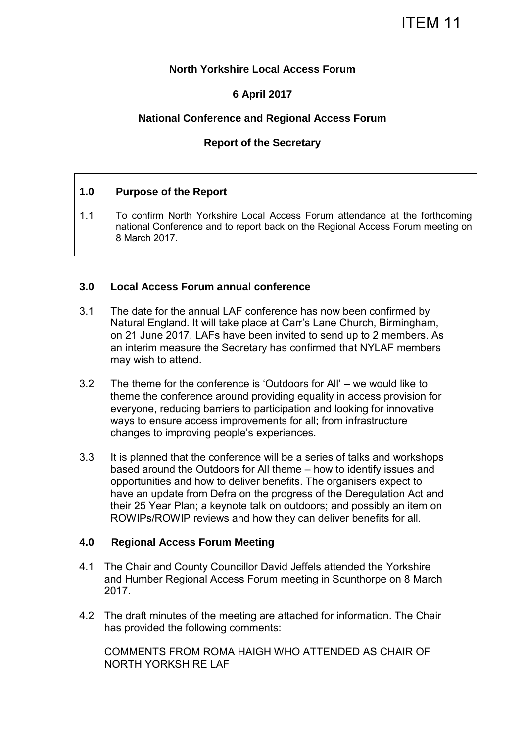ITEM 11

**North Yorkshire Local Access Forum**

**6 April 2017**

**National Conference and Regional Access Forum**

**Report of the Secretary**

## 1.0 Purpose of the Report

1.1 To confirm North Yorkshire Local Access Forum attendance at the forthcoming national Conference and to report back on the Regional Access Forum meeting on 8 March 2017.

## 3.0 Local Access Forum annual conference

3.1 The date for the annual LAF conference has now been confirmed by Natural England. It will take place at Carr's Lane Church, Birmingham, on 21 June 2017. LAFs have been invited to send up to 2 members. As an interim measure the Secretary has confirmed that NYLAF members may wish to attend.

3.2 The theme for the conference is 'Outdoors for All' – we would like to theme the conference around providing equality in access provision for everyone, reducing barriers to participation and looking for innovative ways to ensure access improvements for all; from infrastructure changes to improving people's experiences.

3.3 It is planned that the conference will be a series of talks and workshops based around the Outdoors for All theme – how to identify issues and opportunities and how to deliver benefits. The organisers expect to have an update from Defra on the progress of the Deregulation Act and their 25 Year Plan; a keynote talk on outdoors; and possibly an item on ROWIPs/ROWIP reviews and how they can deliver benefits for all.

## 4.0 Regional Access Forum Meeting

4.1 The Chair and County Councillor David Jeffels attended the Yorkshire and Humber Regional Access Forum meeting in Scunthorpe on 8 March 2017.

4.2 The draft minutes of the meeting are attached for information. The Chair has provided the following comments:

COMMENTS FROM ROMA HAIGH WHO ATTENDED AS CHAIR OF NORTH YORKSHIRE LAF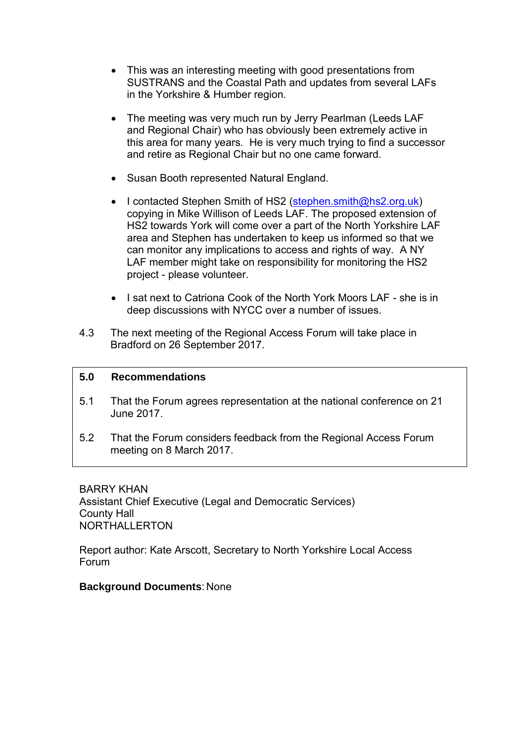- This was an interesting meeting with good presentations from SUSTRANS and the Coastal Path and updates from several LAFs in the Yorkshire & Humber region.

- The meeting was very much run by Jerry Pearlman (Leeds LAF and Regional Chair) who has obviously been extremely active in this area for many years. He is very much trying to find a successor and retire as Regional Chair but no one came forward.

- Susan Booth represented Natural England.

- I contacted Stephen Smith of HS2 (stephen.smith@hs2.org.uk) copying in Mike Willison of Leeds LAF. The proposed extension of HS2 towards York will come over a part of the North Yorkshire LAF area and Stephen has undertaken to keep us informed so that we can monitor any implications to access and rights of way. A NY LAF member might take on responsibility for monitoring the HS2 project - please volunteer.

- I sat next to Catriona Cook of the North York Moors LAF - she is in deep discussions with NYCC over a number of issues.

4.3 The next meeting of the Regional Access Forum will take place in Bradford on 26 September 2017.

## 5.0 Recommendations

5.1 That the Forum agrees representation at the national conference on 21 June 2017.

5.2 That the Forum considers feedback from the Regional Access Forum meeting on 8 March 2017.

BARRY KHAN
Assistant Chief Executive (Legal and Democratic Services)
County Hall
NORTHALLERTON

Report author: Kate Arscott, Secretary to North Yorkshire Local Access Forum

**Background Documents**: None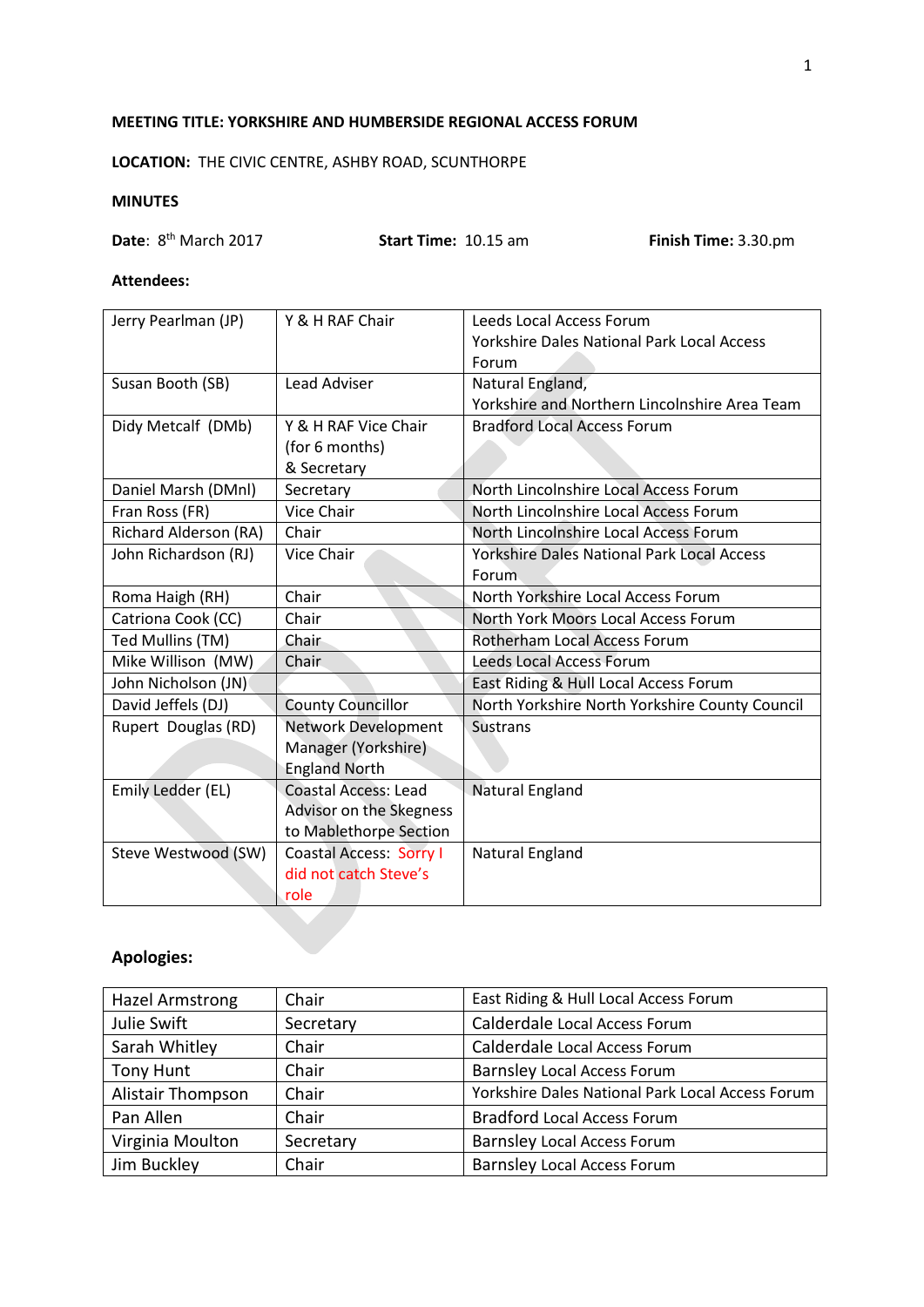**MEETING TITLE: YORKSHIRE AND HUMBERSIDE REGIONAL ACCESS FORUM**

**LOCATION:** THE CIVIC CENTRE, ASHBY ROAD, SCUNTHORPE

**MINUTES**

**Date**: 8th March 2017 **Start Time:** 10.15 am **Finish Time:** 3.30.pm

**Attendees:**

| | | |
|---|---|---|
| Jerry Pearlman (JP) | Y & H RAF Chair | Leeds Local Access Forum<br>Yorkshire Dales National Park Local Access Forum |
| Susan Booth (SB) | Lead Adviser | Natural England,<br>Yorkshire and Northern Lincolnshire Area Team |
| Didy Metcalf (DMb) | Y & H RAF Vice Chair (for 6 months) & Secretary | Bradford Local Access Forum |
| Daniel Marsh (DMnl) | Secretary | North Lincolnshire Local Access Forum |
| Fran Ross (FR) | Vice Chair | North Lincolnshire Local Access Forum |
| Richard Alderson (RA) | Chair | North Lincolnshire Local Access Forum |
| John Richardson (RJ) | Vice Chair | Yorkshire Dales National Park Local Access Forum |
| Roma Haigh (RH) | Chair | North Yorkshire Local Access Forum |
| Catriona Cook (CC) | Chair | North York Moors Local Access Forum |
| Ted Mullins (TM) | Chair | Rotherham Local Access Forum |
| Mike Willison (MW) | Chair | Leeds Local Access Forum |
| John Nicholson (JN) | | East Riding & Hull Local Access Forum |
| David Jeffels (DJ) | County Councillor | North Yorkshire North Yorkshire County Council |
| Rupert Douglas (RD) | Network Development Manager (Yorkshire) England North | Sustrans |
| Emily Ledder (EL) | Coastal Access: Lead Advisor on the Skegness to Mablethorpe Section | Natural England |
| Steve Westwood (SW) | Coastal Access: Sorry I did not catch Steve's role | Natural England |

**Apologies:**

| | | |
|---|---|---|
| Hazel Armstrong | Chair | East Riding & Hull Local Access Forum |
| Julie Swift | Secretary | Calderdale Local Access Forum |
| Sarah Whitley | Chair | Calderdale Local Access Forum |
| Tony Hunt | Chair | Barnsley Local Access Forum |
| Alistair Thompson | Chair | Yorkshire Dales National Park Local Access Forum |
| Pan Allen | Chair | Bradford Local Access Forum |
| Virginia Moulton | Secretary | Barnsley Local Access Forum |
| Jim Buckley | Chair | Barnsley Local Access Forum |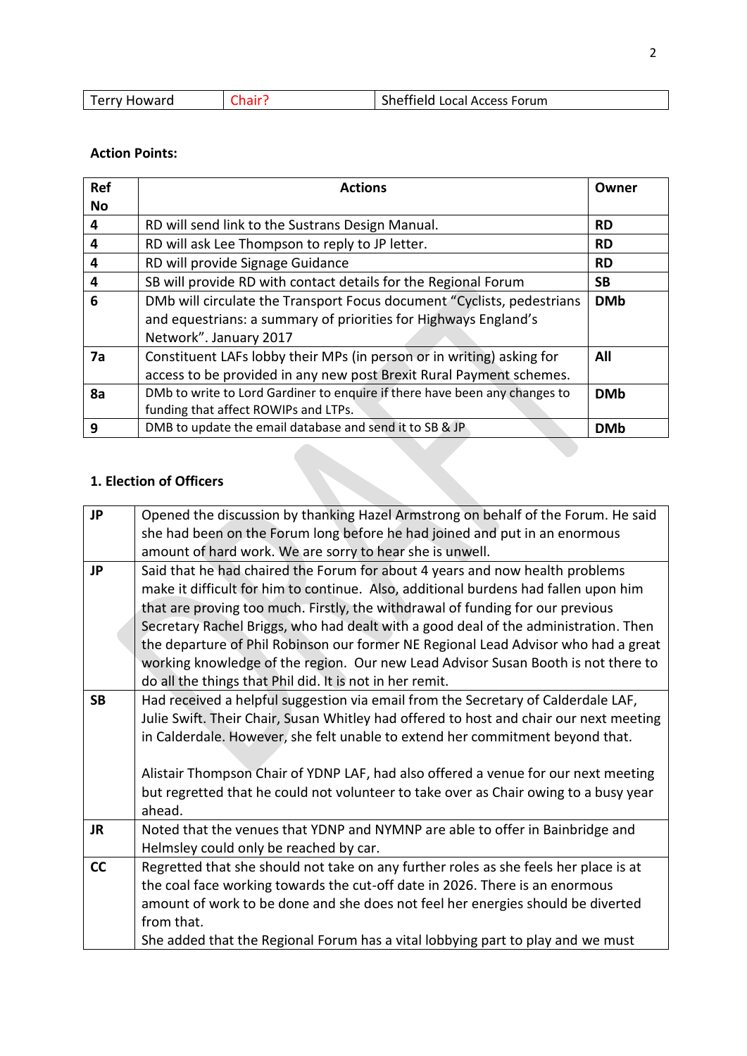| Terry Howard | Chair? | Sheffield Local Access Forum |
|---|---|---|

**Action Points:**

| Ref No | Actions | Owner |
|---|---|---|
| 4 | RD will send link to the Sustrans Design Manual. | **RD** |
| 4 | RD will ask Lee Thompson to reply to JP letter. | **RD** |
| 4 | RD will provide Signage Guidance | **RD** |
| 4 | SB will provide RD with contact details for the Regional Forum | **SB** |
| 6 | DMb will circulate the Transport Focus document "Cyclists, pedestrians and equestrians: a summary of priorities for Highways England's Network". January 2017 | **DMb** |
| 7a | Constituent LAFs lobby their MPs (in person or in writing) asking for access to be provided in any new post Brexit Rural Payment schemes. | **All** |
| 8a | DMb to write to Lord Gardiner to enquire if there have been any changes to funding that affect ROWIPs and LTPs. | **DMb** |
| 9 | DMB to update the email database and send it to SB & JP | **DMb** |

**1. Election of Officers**

| | |
|---|---|
| **JP** | Opened the discussion by thanking Hazel Armstrong on behalf of the Forum. He said she had been on the Forum long before he had joined and put in an enormous amount of hard work. We are sorry to hear she is unwell. |
| **JP** | Said that he had chaired the Forum for about 4 years and now health problems make it difficult for him to continue. Also, additional burdens had fallen upon him that are proving too much. Firstly, the withdrawal of funding for our previous Secretary Rachel Briggs, who had dealt with a good deal of the administration. Then the departure of Phil Robinson our former NE Regional Lead Advisor who had a great working knowledge of the region. Our new Lead Advisor Susan Booth is not there to do all the things that Phil did. It is not in her remit. |
| **SB** | Had received a helpful suggestion via email from the Secretary of Calderdale LAF, Julie Swift. Their Chair, Susan Whitley had offered to host and chair our next meeting in Calderdale. However, she felt unable to extend her commitment beyond that.<br><br>Alistair Thompson Chair of YDNP LAF, had also offered a venue for our next meeting but regretted that he could not volunteer to take over as Chair owing to a busy year ahead. |
| **JR** | Noted that the venues that YDNP and NYMNP are able to offer in Bainbridge and Helmsley could only be reached by car. |
| **CC** | Regretted that she should not take on any further roles as she feels her place is at the coal face working towards the cut-off date in 2026. There is an enormous amount of work to be done and she does not feel her energies should be diverted from that.<br>She added that the Regional Forum has a vital lobbying part to play and we must |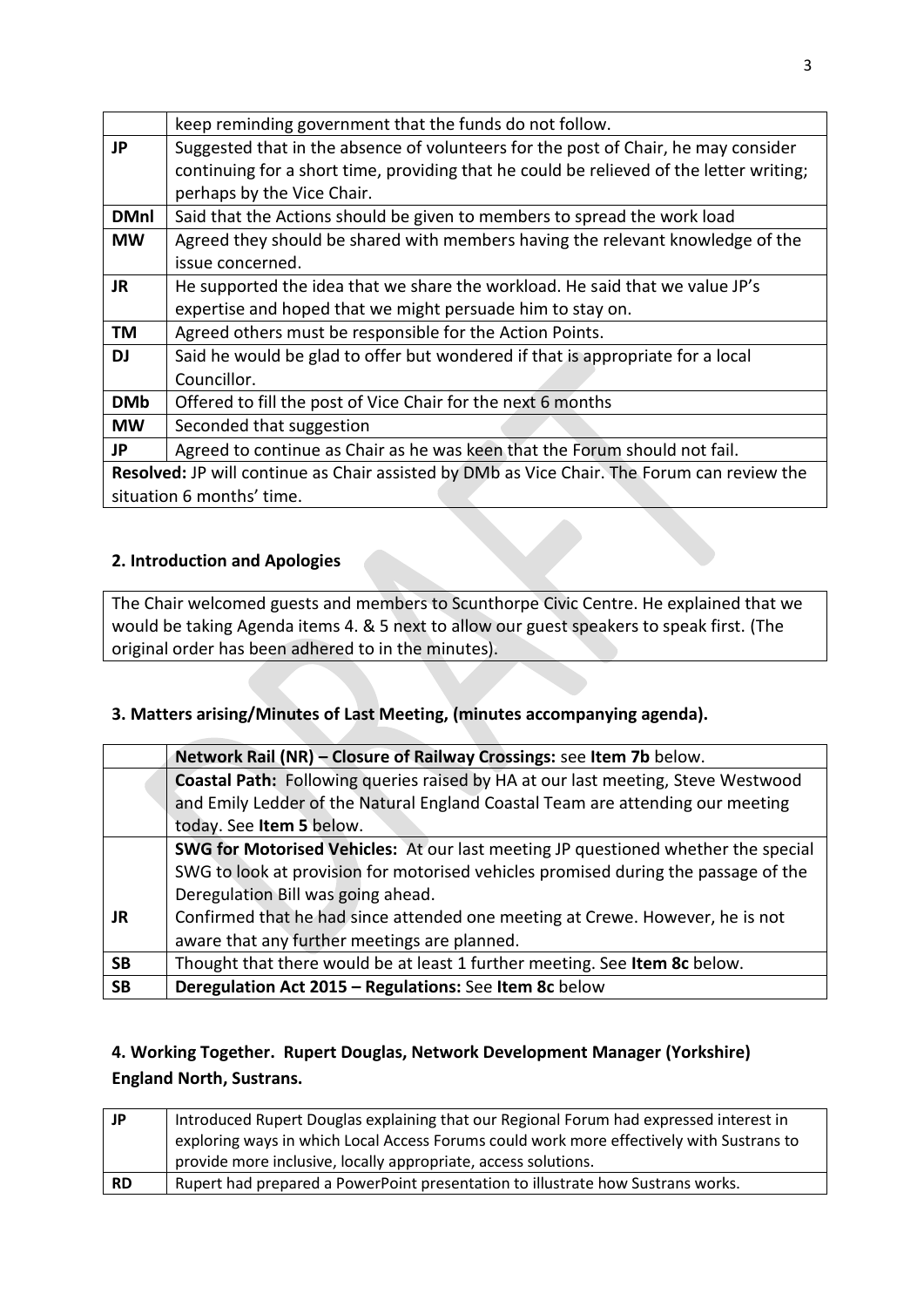|  | keep reminding government that the funds do not follow. |
|---|---|
| **JP** | Suggested that in the absence of volunteers for the post of Chair, he may consider continuing for a short time, providing that he could be relieved of the letter writing; perhaps by the Vice Chair. |
| **DMnl** | Said that the Actions should be given to members to spread the work load |
| **MW** | Agreed they should be shared with members having the relevant knowledge of the issue concerned. |
| **JR** | He supported the idea that we share the workload. He said that we value JP's expertise and hoped that we might persuade him to stay on. |
| **TM** | Agreed others must be responsible for the Action Points. |
| **DJ** | Said he would be glad to offer but wondered if that is appropriate for a local Councillor. |
| **DMb** | Offered to fill the post of Vice Chair for the next 6 months |
| **MW** | Seconded that suggestion |
| **JP** | Agreed to continue as Chair as he was keen that the Forum should not fail. |
| **Resolved:** JP will continue as Chair assisted by DMb as Vice Chair. The Forum can review the situation 6 months' time. | |

## 2. Introduction and Apologies

The Chair welcomed guests and members to Scunthorpe Civic Centre. He explained that we would be taking Agenda items 4. & 5 next to allow our guest speakers to speak first. (The original order has been adhered to in the minutes).

## 3. Matters arising/Minutes of Last Meeting, (minutes accompanying agenda).

|  | **Network Rail (NR) – Closure of Railway Crossings:** see **Item 7b** below. |
|---|---|
|  | **Coastal Path:** Following queries raised by HA at our last meeting, Steve Westwood and Emily Ledder of the Natural England Coastal Team are attending our meeting today. See **Item 5** below. |
| **JR** | **SWG for Motorised Vehicles:** At our last meeting JP questioned whether the special SWG to look at provision for motorised vehicles promised during the passage of the Deregulation Bill was going ahead. Confirmed that he had since attended one meeting at Crewe. However, he is not aware that any further meetings are planned. |
| **SB** | Thought that there would be at least 1 further meeting. See **Item 8c** below. |
| **SB** | **Deregulation Act 2015 – Regulations:** See **Item 8c** below |

## 4. Working Together. Rupert Douglas, Network Development Manager (Yorkshire) England North, Sustrans.

| **JP** | Introduced Rupert Douglas explaining that our Regional Forum had expressed interest in exploring ways in which Local Access Forums could work more effectively with Sustrans to provide more inclusive, locally appropriate, access solutions. |
|---|---|
| **RD** | Rupert had prepared a PowerPoint presentation to illustrate how Sustrans works. |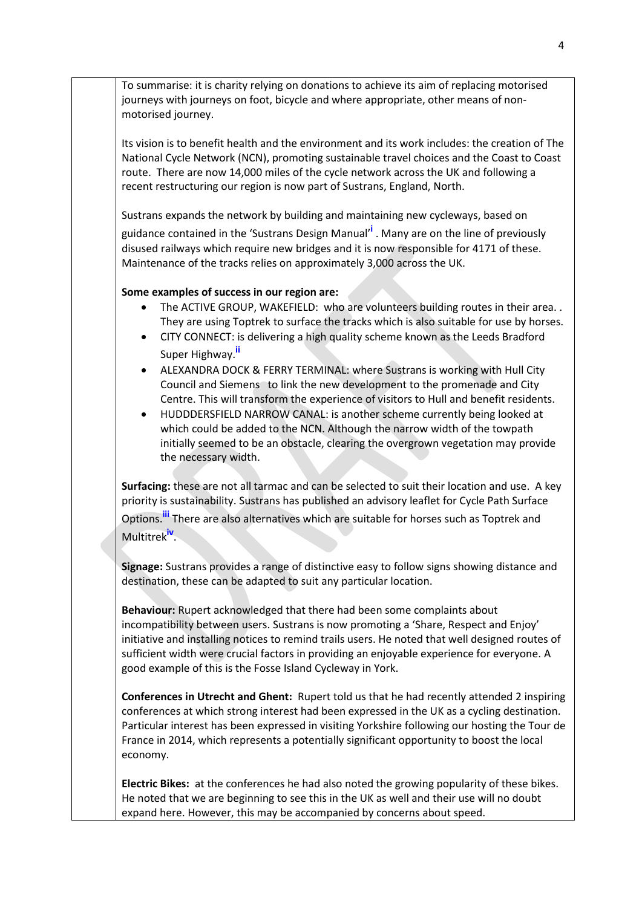To summarise: it is charity relying on donations to achieve its aim of replacing motorised journeys with journeys on foot, bicycle and where appropriate, other means of non-motorised journey.

Its vision is to benefit health and the environment and its work includes: the creation of The National Cycle Network (NCN), promoting sustainable travel choices and the Coast to Coast route. There are now 14,000 miles of the cycle network across the UK and following a recent restructuring our region is now part of Sustrans, England, North.

Sustrans expands the network by building and maintaining new cycleways, based on guidance contained in the 'Sustrans Design Manual'[i]. Many are on the line of previously disused railways which require new bridges and it is now responsible for 4171 of these. Maintenance of the tracks relies on approximately 3,000 across the UK.

**Some examples of success in our region are:**

- The ACTIVE GROUP, WAKEFIELD: who are volunteers building routes in their area. . They are using Toptrek to surface the tracks which is also suitable for use by horses.
- CITY CONNECT: is delivering a high quality scheme known as the Leeds Bradford Super Highway.[ii]
- ALEXANDRA DOCK & FERRY TERMINAL: where Sustrans is working with Hull City Council and Siemens to link the new development to the promenade and City Centre. This will transform the experience of visitors to Hull and benefit residents.
- HUDDDERSFIELD NARROW CANAL: is another scheme currently being looked at which could be added to the NCN. Although the narrow width of the towpath initially seemed to be an obstacle, clearing the overgrown vegetation may provide the necessary width.

**Surfacing:** these are not all tarmac and can be selected to suit their location and use. A key priority is sustainability. Sustrans has published an advisory leaflet for Cycle Path Surface Options.[iii] There are also alternatives which are suitable for horses such as Toptrek and Multitrek[iv].

**Signage:** Sustrans provides a range of distinctive easy to follow signs showing distance and destination, these can be adapted to suit any particular location.

**Behaviour:** Rupert acknowledged that there had been some complaints about incompatibility between users. Sustrans is now promoting a 'Share, Respect and Enjoy' initiative and installing notices to remind trails users. He noted that well designed routes of sufficient width were crucial factors in providing an enjoyable experience for everyone. A good example of this is the Fosse Island Cycleway in York.

**Conferences in Utrecht and Ghent:** Rupert told us that he had recently attended 2 inspiring conferences at which strong interest had been expressed in the UK as a cycling destination. Particular interest has been expressed in visiting Yorkshire following our hosting the Tour de France in 2014, which represents a potentially significant opportunity to boost the local economy.

**Electric Bikes:** at the conferences he had also noted the growing popularity of these bikes. He noted that we are beginning to see this in the UK as well and their use will no doubt expand here. However, this may be accompanied by concerns about speed.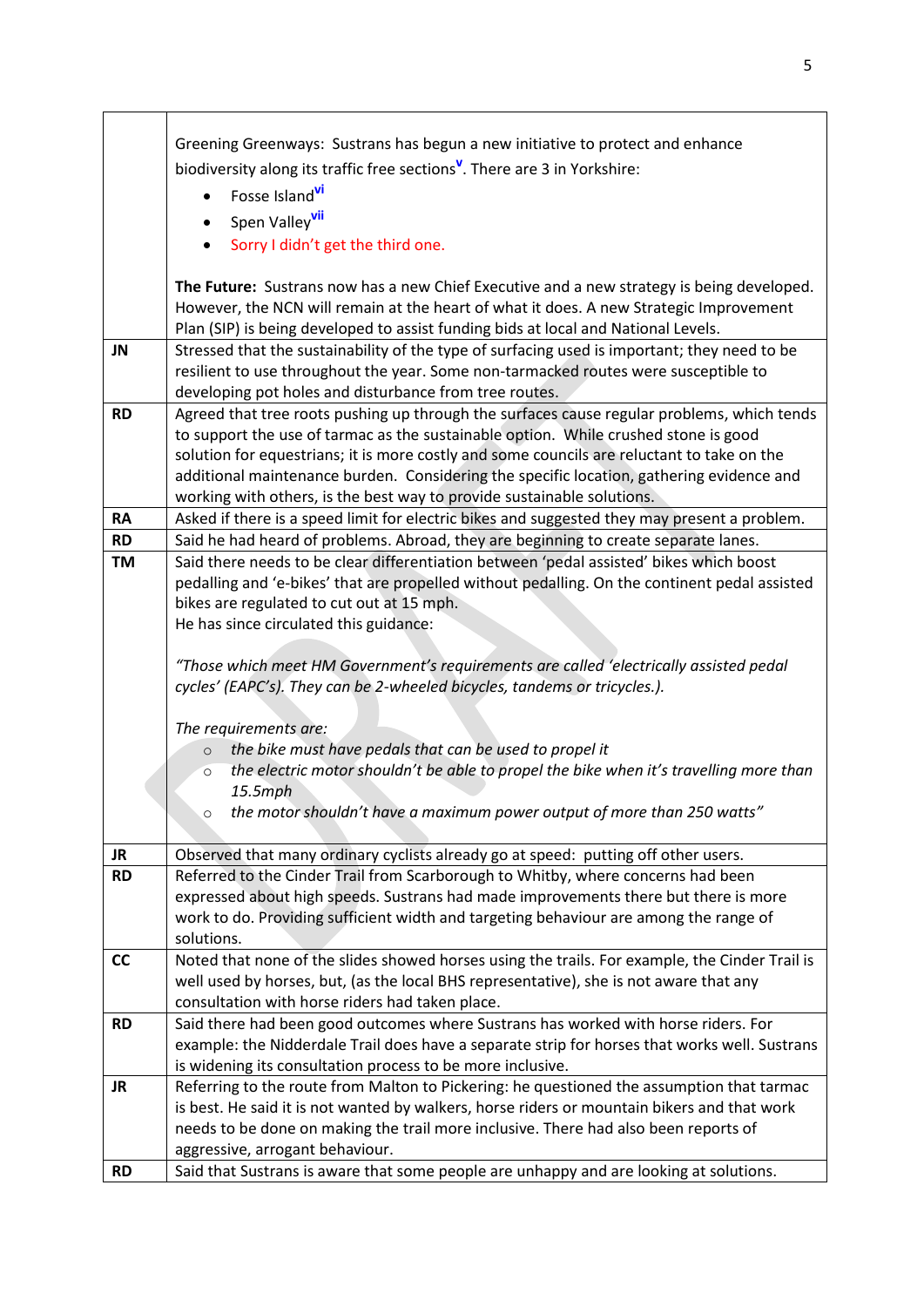| | |
|---|---|
| | Greening Greenways: Sustrans has begun a new initiative to protect and enhance biodiversity along its traffic free sections[v]. There are 3 in Yorkshire:<br>• Fosse Island[vi]<br>• Spen Valley[vii]<br>• Sorry I didn't get the third one.<br><br>**The Future:** Sustrans now has a new Chief Executive and a new strategy is being developed. However, the NCN will remain at the heart of what it does. A new Strategic Improvement Plan (SIP) is being developed to assist funding bids at local and National Levels. |
| **JN** | Stressed that the sustainability of the type of surfacing used is important; they need to be resilient to use throughout the year. Some non-tarmacked routes were susceptible to developing pot holes and disturbance from tree routes. |
| **RD** | Agreed that tree roots pushing up through the surfaces cause regular problems, which tends to support the use of tarmac as the sustainable option. While crushed stone is good solution for equestrians; it is more costly and some councils are reluctant to take on the additional maintenance burden. Considering the specific location, gathering evidence and working with others, is the best way to provide sustainable solutions. |
| **RA** | Asked if there is a speed limit for electric bikes and suggested they may present a problem. |
| **RD** | Said he had heard of problems. Abroad, they are beginning to create separate lanes. |
| **TM** | Said there needs to be clear differentiation between 'pedal assisted' bikes which boost pedalling and 'e-bikes' that are propelled without pedalling. On the continent pedal assisted bikes are regulated to cut out at 15 mph.<br>He has since circulated this guidance:<br><br>*"Those which meet HM Government's requirements are called 'electrically assisted pedal cycles' (EAPC's). They can be 2-wheeled bicycles, tandems or tricycles.).*<br><br>*The requirements are:*<br>○ *the bike must have pedals that can be used to propel it*<br>○ *the electric motor shouldn't be able to propel the bike when it's travelling more than 15.5mph*<br>○ *the motor shouldn't have a maximum power output of more than 250 watts"* |
| **JR** | Observed that many ordinary cyclists already go at speed: putting off other users. |
| **RD** | Referred to the Cinder Trail from Scarborough to Whitby, where concerns had been expressed about high speeds. Sustrans had made improvements there but there is more work to do. Providing sufficient width and targeting behaviour are among the range of solutions. |
| **CC** | Noted that none of the slides showed horses using the trails. For example, the Cinder Trail is well used by horses, but, (as the local BHS representative), she is not aware that any consultation with horse riders had taken place. |
| **RD** | Said there had been good outcomes where Sustrans has worked with horse riders. For example: the Nidderdale Trail does have a separate strip for horses that works well. Sustrans is widening its consultation process to be more inclusive. |
| **JR** | Referring to the route from Malton to Pickering: he questioned the assumption that tarmac is best. He said it is not wanted by walkers, horse riders or mountain bikers and that work needs to be done on making the trail more inclusive. There had also been reports of aggressive, arrogant behaviour. |
| **RD** | Said that Sustrans is aware that some people are unhappy and are looking at solutions. |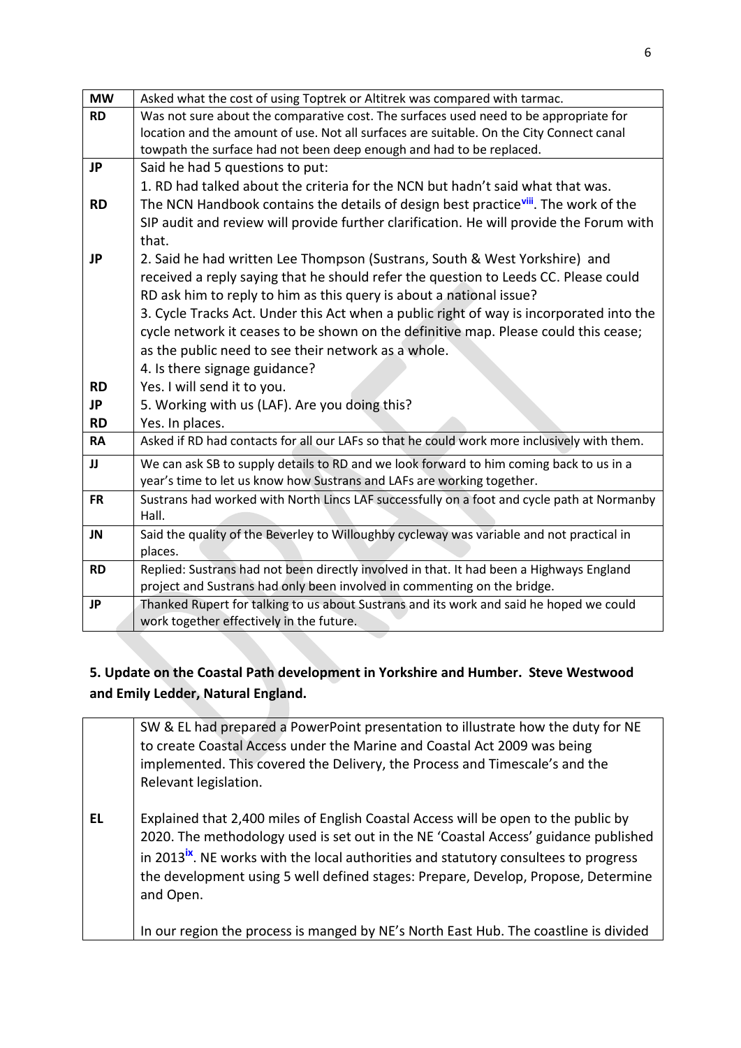| | |
|---|---|
| **MW** | Asked what the cost of using Toptrek or Altitrek was compared with tarmac. |
| **RD** | Was not sure about the comparative cost. The surfaces used need to be appropriate for location and the amount of use. Not all surfaces are suitable. On the City Connect canal towpath the surface had not been deep enough and had to be replaced. |
| **JP**<br><br>**RD**<br><br>**JP**<br><br><br><br><br><br><br>**RD**<br>**JP**<br>**RD** | Said he had 5 questions to put:<br>1. RD had talked about the criteria for the NCN but hadn't said what that was.<br>The NCN Handbook contains the details of design best practice[viii]. The work of the SIP audit and review will provide further clarification. He will provide the Forum with that.<br>2. Said he had written Lee Thompson (Sustrans, South & West Yorkshire) and received a reply saying that he should refer the question to Leeds CC. Please could RD ask him to reply to him as this query is about a national issue?<br>3. Cycle Tracks Act. Under this Act when a public right of way is incorporated into the cycle network it ceases to be shown on the definitive map. Please could this cease; as the public need to see their network as a whole.<br>4. Is there signage guidance?<br>Yes. I will send it to you.<br>5. Working with us (LAF). Are you doing this?<br>Yes. In places. |
| **RA** | Asked if RD had contacts for all our LAFs so that he could work more inclusively with them. |
| **JJ** | We can ask SB to supply details to RD and we look forward to him coming back to us in a year's time to let us know how Sustrans and LAFs are working together. |
| **FR** | Sustrans had worked with North Lincs LAF successfully on a foot and cycle path at Normanby Hall. |
| **JN** | Said the quality of the Beverley to Willoughby cycleway was variable and not practical in places. |
| **RD** | Replied: Sustrans had not been directly involved in that. It had been a Highways England project and Sustrans had only been involved in commenting on the bridge. |
| **JP** | Thanked Rupert for talking to us about Sustrans and its work and said he hoped we could work together effectively in the future. |

## 5. Update on the Coastal Path development in Yorkshire and Humber. Steve Westwood and Emily Ledder, Natural England.

| | |
|---|---|
| <br><br><br><br><br>**EL** | SW & EL had prepared a PowerPoint presentation to illustrate how the duty for NE to create Coastal Access under the Marine and Coastal Act 2009 was being implemented. This covered the Delivery, the Process and Timescale's and the Relevant legislation.<br><br>Explained that 2,400 miles of English Coastal Access will be open to the public by 2020. The methodology used is set out in the NE 'Coastal Access' guidance published in 2013[ix]. NE works with the local authorities and statutory consultees to progress the development using 5 well defined stages: Prepare, Develop, Propose, Determine and Open.<br><br>In our region the process is manged by NE's North East Hub. The coastline is divided |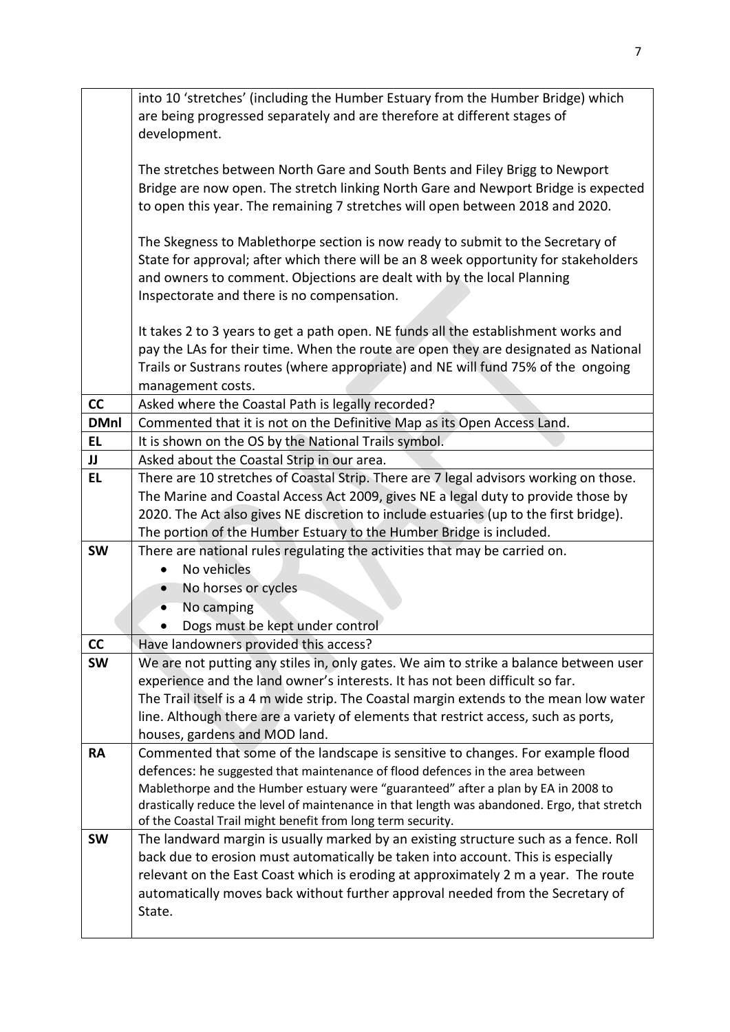| | |
|---|---|
| | into 10 'stretches' (including the Humber Estuary from the Humber Bridge) which are being progressed separately and are therefore at different stages of development.<br><br>The stretches between North Gare and South Bents and Filey Brigg to Newport Bridge are now open. The stretch linking North Gare and Newport Bridge is expected to open this year. The remaining 7 stretches will open between 2018 and 2020.<br><br>The Skegness to Mablethorpe section is now ready to submit to the Secretary of State for approval; after which there will be an 8 week opportunity for stakeholders and owners to comment. Objections are dealt with by the local Planning Inspectorate and there is no compensation.<br><br>It takes 2 to 3 years to get a path open. NE funds all the establishment works and pay the LAs for their time. When the route are open they are designated as National Trails or Sustrans routes (where appropriate) and NE will fund 75% of the ongoing management costs. |
| **CC** | Asked where the Coastal Path is legally recorded? |
| **DMnl** | Commented that it is not on the Definitive Map as its Open Access Land. |
| **EL** | It is shown on the OS by the National Trails symbol. |
| **JJ** | Asked about the Coastal Strip in our area. |
| **EL** | There are 10 stretches of Coastal Strip. There are 7 legal advisors working on those. The Marine and Coastal Access Act 2009, gives NE a legal duty to provide those by 2020. The Act also gives NE discretion to include estuaries (up to the first bridge). The portion of the Humber Estuary to the Humber Bridge is included. |
| **SW** | There are national rules regulating the activities that may be carried on.<br>• No vehicles<br>• No horses or cycles<br>• No camping<br>• Dogs must be kept under control |
| **CC** | Have landowners provided this access? |
| **SW** | We are not putting any stiles in, only gates. We aim to strike a balance between user experience and the land owner's interests. It has not been difficult so far.<br>The Trail itself is a 4 m wide strip. The Coastal margin extends to the mean low water line. Although there are a variety of elements that restrict access, such as ports, houses, gardens and MOD land. |
| **RA** | Commented that some of the landscape is sensitive to changes. For example flood defences: he suggested that maintenance of flood defences in the area between Mablethorpe and the Humber estuary were "guaranteed" after a plan by EA in 2008 to drastically reduce the level of maintenance in that length was abandoned. Ergo, that stretch of the Coastal Trail might benefit from long term security. |
| **SW** | The landward margin is usually marked by an existing structure such as a fence. Roll back due to erosion must automatically be taken into account. This is especially relevant on the East Coast which is eroding at approximately 2 m a year. The route automatically moves back without further approval needed from the Secretary of State. |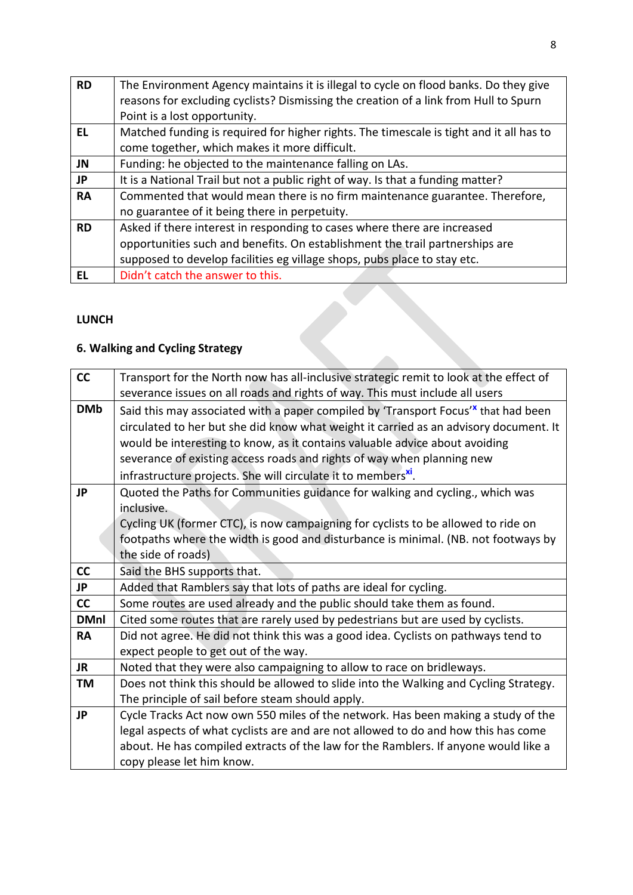| RD | The Environment Agency maintains it is illegal to cycle on flood banks. Do they give reasons for excluding cyclists? Dismissing the creation of a link from Hull to Spurn Point is a lost opportunity. |
|---|---|
| EL | Matched funding is required for higher rights. The timescale is tight and it all has to come together, which makes it more difficult. |
| JN | Funding: he objected to the maintenance falling on LAs. |
| JP | It is a National Trail but not a public right of way. Is that a funding matter? |
| RA | Commented that would mean there is no firm maintenance guarantee. Therefore, no guarantee of it being there in perpetuity. |
| RD | Asked if there interest in responding to cases where there are increased opportunities such and benefits. On establishment the trail partnerships are supposed to develop facilities eg village shops, pubs place to stay etc. |
| EL | Didn't catch the answer to this. |

**LUNCH**

## 6. Walking and Cycling Strategy

| CC | Transport for the North now has all-inclusive strategic remit to look at the effect of severance issues on all roads and rights of way. This must include all users |
|---|---|
| DMb | Said this may associated with a paper compiled by 'Transport Focus'[x] that had been circulated to her but she did know what weight it carried as an advisory document. It would be interesting to know, as it contains valuable advice about avoiding severance of existing access roads and rights of way when planning new infrastructure projects. She will circulate it to members[xi]. |
| JP | Quoted the Paths for Communities guidance for walking and cycling., which was inclusive.<br>Cycling UK (former CTC), is now campaigning for cyclists to be allowed to ride on footpaths where the width is good and disturbance is minimal. (NB. not footways by the side of roads) |
| CC | Said the BHS supports that. |
| JP | Added that Ramblers say that lots of paths are ideal for cycling. |
| CC | Some routes are used already and the public should take them as found. |
| DMnl | Cited some routes that are rarely used by pedestrians but are used by cyclists. |
| RA | Did not agree. He did not think this was a good idea. Cyclists on pathways tend to expect people to get out of the way. |
| JR | Noted that they were also campaigning to allow to race on bridleways. |
| TM | Does not think this should be allowed to slide into the Walking and Cycling Strategy. The principle of sail before steam should apply. |
| JP | Cycle Tracks Act now own 550 miles of the network. Has been making a study of the legal aspects of what cyclists are and are not allowed to do and how this has come about. He has compiled extracts of the law for the Ramblers. If anyone would like a copy please let him know. |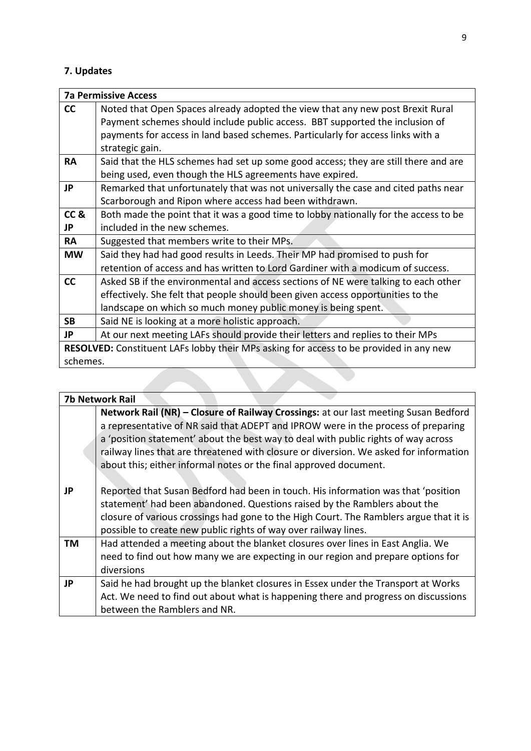## 7. Updates

| 7a Permissive Access | |
|---|---|
| **CC** | Noted that Open Spaces already adopted the view that any new post Brexit Rural Payment schemes should include public access. BBT supported the inclusion of payments for access in land based schemes. Particularly for access links with a strategic gain. |
| **RA** | Said that the HLS schemes had set up some good access; they are still there and are being used, even though the HLS agreements have expired. |
| **JP** | Remarked that unfortunately that was not universally the case and cited paths near Scarborough and Ripon where access had been withdrawn. |
| **CC & JP** | Both made the point that it was a good time to lobby nationally for the access to be included in the new schemes. |
| **RA** | Suggested that members write to their MPs. |
| **MW** | Said they had had good results in Leeds. Their MP had promised to push for retention of access and has written to Lord Gardiner with a modicum of success. |
| **CC** | Asked SB if the environmental and access sections of NE were talking to each other effectively. She felt that people should been given access opportunities to the landscape on which so much money public money is being spent. |
| **SB** | Said NE is looking at a more holistic approach. |
| **JP** | At our next meeting LAFs should provide their letters and replies to their MPs |
| **RESOLVED:** Constituent LAFs lobby their MPs asking for access to be provided in any new schemes. | |

| 7b Network Rail | |
|---|---|
| | **Network Rail (NR) – Closure of Railway Crossings:** at our last meeting Susan Bedford a representative of NR said that ADEPT and IPROW were in the process of preparing a 'position statement' about the best way to deal with public rights of way across railway lines that are threatened with closure or diversion. We asked for information about this; either informal notes or the final approved document. |
| **JP** | Reported that Susan Bedford had been in touch. His information was that 'position statement' had been abandoned. Questions raised by the Ramblers about the closure of various crossings had gone to the High Court. The Ramblers argue that it is possible to create new public rights of way over railway lines. |
| **TM** | Had attended a meeting about the blanket closures over lines in East Anglia. We need to find out how many we are expecting in our region and prepare options for diversions |
| **JP** | Said he had brought up the blanket closures in Essex under the Transport at Works Act. We need to find out about what is happening there and progress on discussions between the Ramblers and NR. |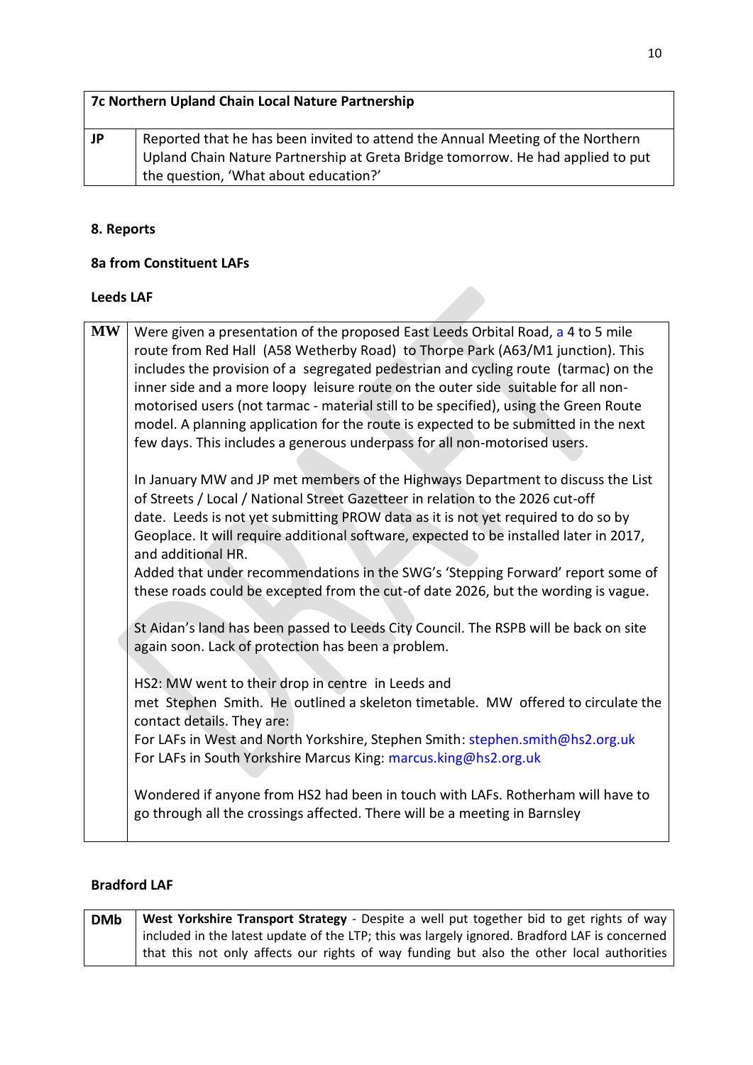| 7c Northern Upland Chain Local Nature Partnership | |
|---|---|
| **JP** | Reported that he has been invited to attend the Annual Meeting of the Northern Upland Chain Nature Partnership at Greta Bridge tomorrow. He had applied to put the question, 'What about education?' |

**8. Reports**

**8a from Constituent LAFs**

**Leeds LAF**

| | |
|---|---|
| **MW** | Were given a presentation of the proposed East Leeds Orbital Road, a 4 to 5 mile route from Red Hall (A58 Wetherby Road) to Thorpe Park (A63/M1 junction). This includes the provision of a segregated pedestrian and cycling route (tarmac) on the inner side and a more loopy leisure route on the outer side suitable for all non-motorised users (not tarmac - material still to be specified), using the Green Route model. A planning application for the route is expected to be submitted in the next few days. This includes a generous underpass for all non-motorised users.<br><br>In January MW and JP met members of the Highways Department to discuss the List of Streets / Local / National Street Gazetteer in relation to the 2026 cut-off date. Leeds is not yet submitting PROW data as it is not yet required to do so by Geoplace. It will require additional software, expected to be installed later in 2017, and additional HR.<br>Added that under recommendations in the SWG's 'Stepping Forward' report some of these roads could be excepted from the cut-of date 2026, but the wording is vague.<br><br>St Aidan's land has been passed to Leeds City Council. The RSPB will be back on site again soon. Lack of protection has been a problem.<br><br>HS2: MW went to their drop in centre in Leeds and met Stephen Smith. He outlined a skeleton timetable. MW offered to circulate the contact details. They are:<br>For LAFs in West and North Yorkshire, Stephen Smith: stephen.smith@hs2.org.uk<br>For LAFs in South Yorkshire Marcus King: marcus.king@hs2.org.uk<br><br>Wondered if anyone from HS2 had been in touch with LAFs. Rotherham will have to go through all the crossings affected. There will be a meeting in Barnsley |

**Bradford LAF**

| | |
|---|---|
| **DMb** | **West Yorkshire Transport Strategy** - Despite a well put together bid to get rights of way included in the latest update of the LTP; this was largely ignored. Bradford LAF is concerned that this not only affects our rights of way funding but also the other local authorities |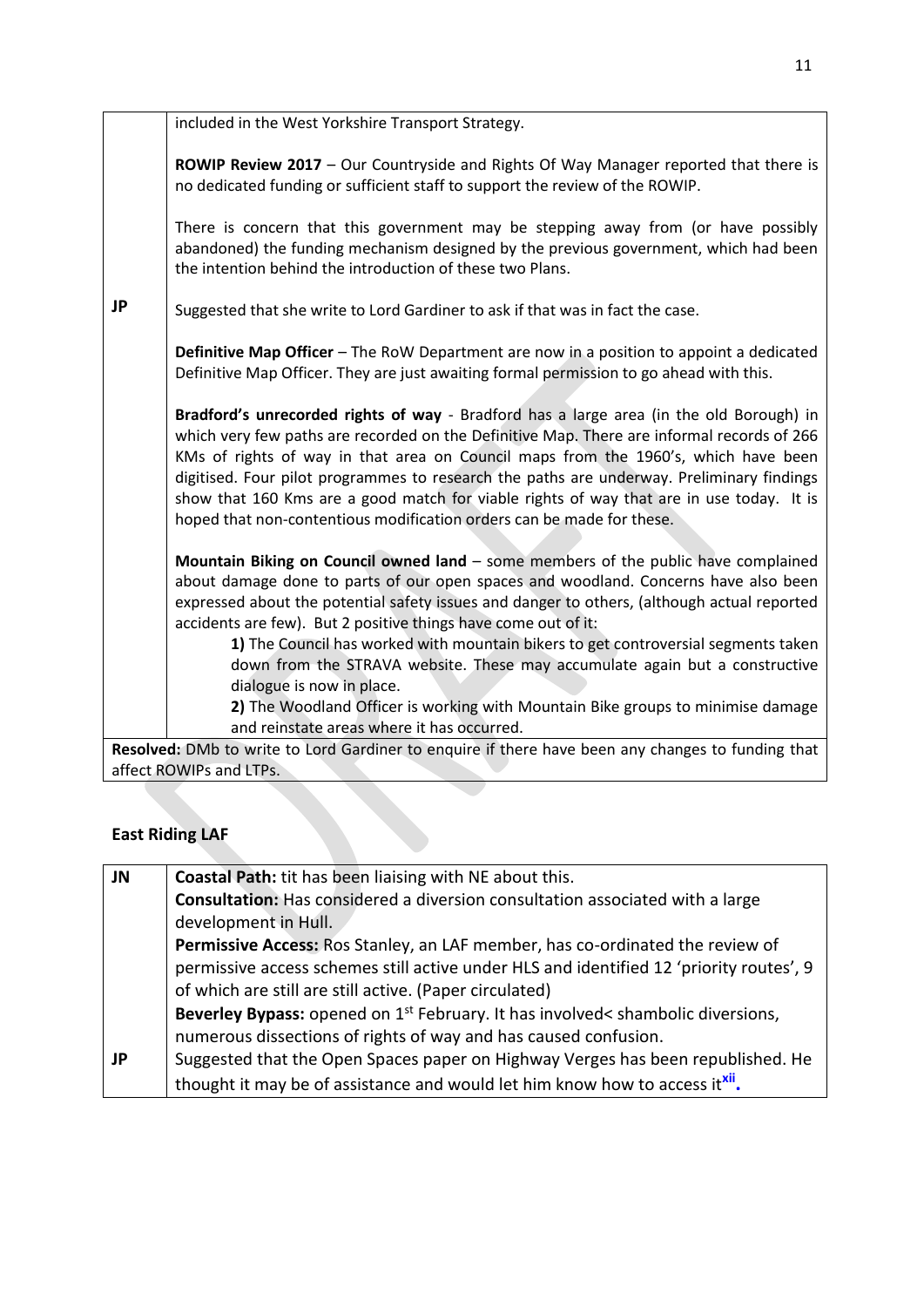| | |
|---|---|
| | included in the West Yorkshire Transport Strategy.<br><br>**ROWIP Review 2017** – Our Countryside and Rights Of Way Manager reported that there is no dedicated funding or sufficient staff to support the review of the ROWIP.<br><br>There is concern that this government may be stepping away from (or have possibly abandoned) the funding mechanism designed by the previous government, which had been the intention behind the introduction of these two Plans. |
| **JP** | Suggested that she write to Lord Gardiner to ask if that was in fact the case.<br><br>**Definitive Map Officer** – The RoW Department are now in a position to appoint a dedicated Definitive Map Officer. They are just awaiting formal permission to go ahead with this.<br><br>**Bradford's unrecorded rights of way** - Bradford has a large area (in the old Borough) in which very few paths are recorded on the Definitive Map. There are informal records of 266 KMs of rights of way in that area on Council maps from the 1960's, which have been digitised. Four pilot programmes to research the paths are underway. Preliminary findings show that 160 Kms are a good match for viable rights of way that are in use today. It is hoped that non-contentious modification orders can be made for these.<br><br>**Mountain Biking on Council owned land** – some members of the public have complained about damage done to parts of our open spaces and woodland. Concerns have also been expressed about the potential safety issues and danger to others, (although actual reported accidents are few). But 2 positive things have come out of it:<br>**1)** The Council has worked with mountain bikers to get controversial segments taken down from the STRAVA website. These may accumulate again but a constructive dialogue is now in place.<br>**2)** The Woodland Officer is working with Mountain Bike groups to minimise damage and reinstate areas where it has occurred. |
| **Resolved:** DMb to write to Lord Gardiner to enquire if there have been any changes to funding that affect ROWIPs and LTPs. | |

## East Riding LAF

| | |
|---|---|
| **JN** | **Coastal Path:** tit has been liaising with NE about this.<br>**Consultation:** Has considered a diversion consultation associated with a large development in Hull.<br>**Permissive Access:** Ros Stanley, an LAF member, has co-ordinated the review of permissive access schemes still active under HLS and identified 12 'priority routes', 9 of which are still are still active. (Paper circulated)<br>**Beverley Bypass:** opened on 1st February. It has involved< shambolic diversions, numerous dissections of rights of way and has caused confusion. |
| **JP** | Suggested that the Open Spaces paper on Highway Verges has been republished. He thought it may be of assistance and would let him know how to access it[xii]. |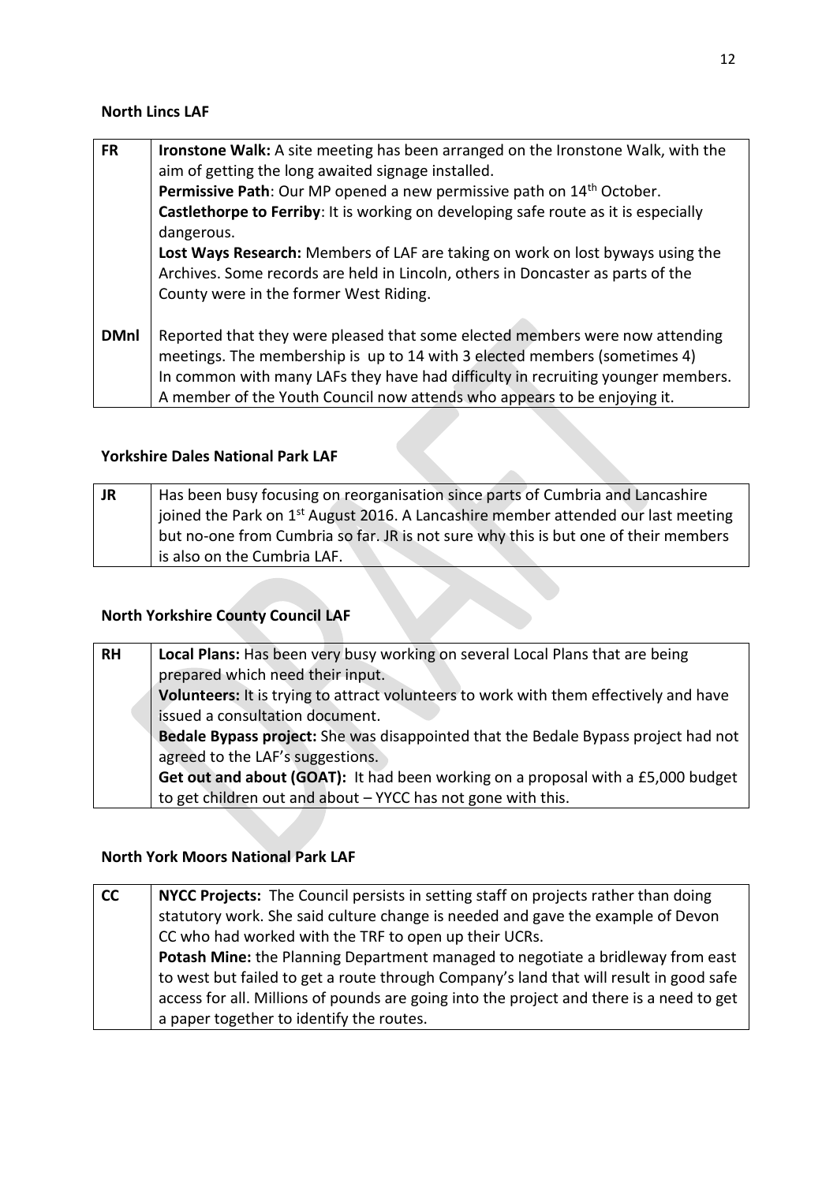**North Lincs LAF**

| | |
|---|---|
| **FR** | **Ironstone Walk:** A site meeting has been arranged on the Ironstone Walk, with the aim of getting the long awaited signage installed.<br>**Permissive Path**: Our MP opened a new permissive path on 14th October.<br>**Castlethorpe to Ferriby**: It is working on developing safe route as it is especially dangerous.<br>**Lost Ways Research:** Members of LAF are taking on work on lost byways using the Archives. Some records are held in Lincoln, others in Doncaster as parts of the County were in the former West Riding. |
| **DMnl** | Reported that they were pleased that some elected members were now attending meetings. The membership is up to 14 with 3 elected members (sometimes 4)<br>In common with many LAFs they have had difficulty in recruiting younger members. A member of the Youth Council now attends who appears to be enjoying it. |

**Yorkshire Dales National Park LAF**

| | |
|---|---|
| **JR** | Has been busy focusing on reorganisation since parts of Cumbria and Lancashire joined the Park on 1st August 2016. A Lancashire member attended our last meeting but no-one from Cumbria so far. JR is not sure why this is but one of their members is also on the Cumbria LAF. |

**North Yorkshire County Council LAF**

| | |
|---|---|
| **RH** | **Local Plans:** Has been very busy working on several Local Plans that are being prepared which need their input.<br>**Volunteers:** It is trying to attract volunteers to work with them effectively and have issued a consultation document.<br>**Bedale Bypass project:** She was disappointed that the Bedale Bypass project had not agreed to the LAF's suggestions.<br>**Get out and about (GOAT):** It had been working on a proposal with a £5,000 budget to get children out and about – YYCC has not gone with this. |

**North York Moors National Park LAF**

| | |
|---|---|
| **CC** | **NYCC Projects:** The Council persists in setting staff on projects rather than doing statutory work. She said culture change is needed and gave the example of Devon CC who had worked with the TRF to open up their UCRs.<br>**Potash Mine:** the Planning Department managed to negotiate a bridleway from east to west but failed to get a route through Company's land that will result in good safe access for all. Millions of pounds are going into the project and there is a need to get a paper together to identify the routes. |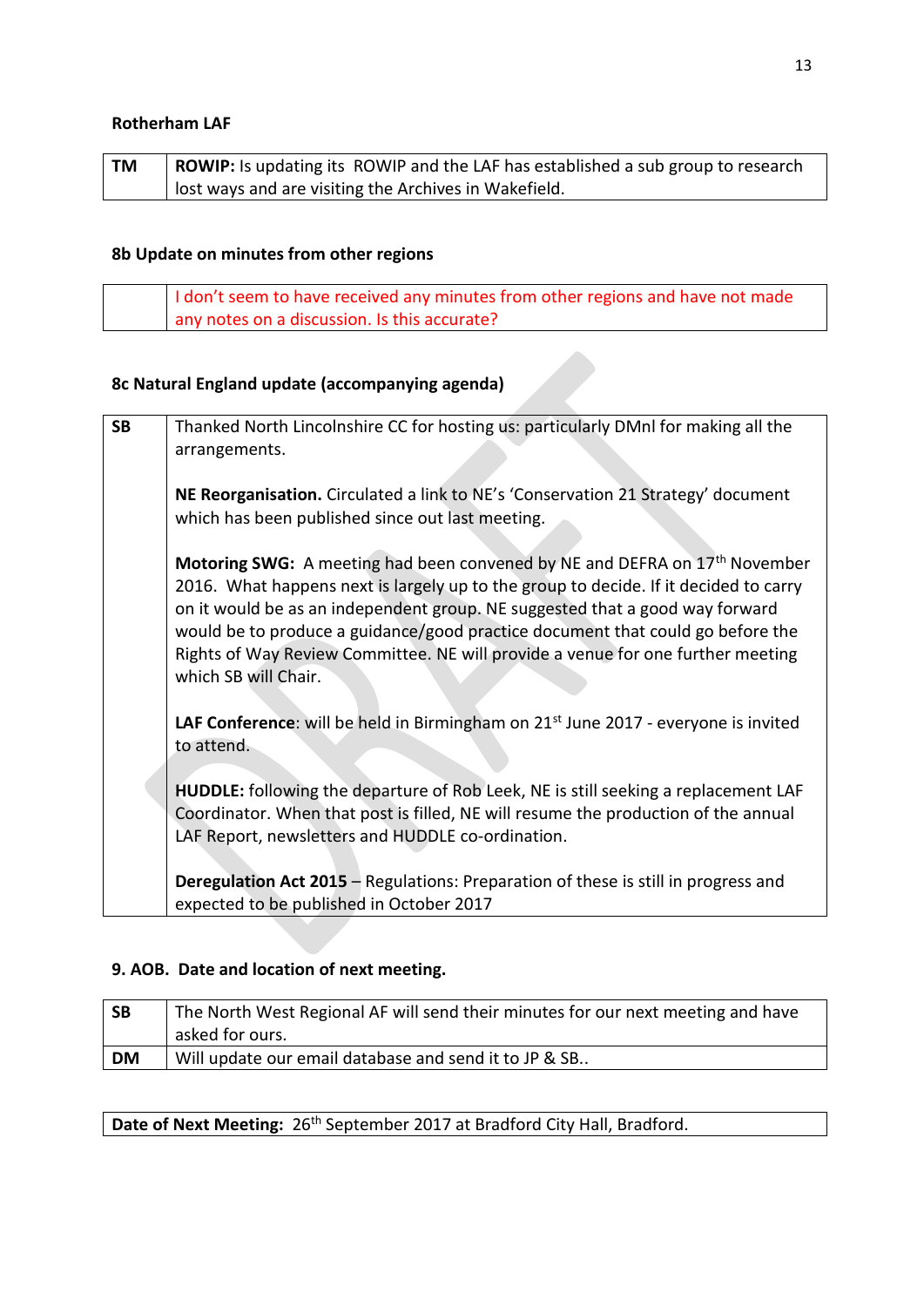**Rotherham LAF**

| TM | **ROWIP:** Is updating its ROWIP and the LAF has established a sub group to research lost ways and are visiting the Archives in Wakefield. |
|---|---|

**8b Update on minutes from other regions**

| | I don't seem to have received any minutes from other regions and have not made any notes on a discussion. Is this accurate? |
|---|---|

**8c Natural England update (accompanying agenda)**

| SB | Thanked North Lincolnshire CC for hosting us: particularly DMnl for making all the arrangements.<br><br>**NE Reorganisation.** Circulated a link to NE's 'Conservation 21 Strategy' document which has been published since out last meeting.<br><br>**Motoring SWG:** A meeting had been convened by NE and DEFRA on 17th November 2016. What happens next is largely up to the group to decide. If it decided to carry on it would be as an independent group. NE suggested that a good way forward would be to produce a guidance/good practice document that could go before the Rights of Way Review Committee. NE will provide a venue for one further meeting which SB will Chair.<br><br>**LAF Conference**: will be held in Birmingham on 21st June 2017 - everyone is invited to attend.<br><br>**HUDDLE:** following the departure of Rob Leek, NE is still seeking a replacement LAF Coordinator. When that post is filled, NE will resume the production of the annual LAF Report, newsletters and HUDDLE co-ordination.<br><br>**Deregulation Act 2015** – Regulations: Preparation of these is still in progress and expected to be published in October 2017 |
|---|---|

**9. AOB. Date and location of next meeting.**

| SB | The North West Regional AF will send their minutes for our next meeting and have asked for ours. |
|---|---|
| DM | Will update our email database and send it to JP & SB.. |

| **Date of Next Meeting:** 26th September 2017 at Bradford City Hall, Bradford. |
|---|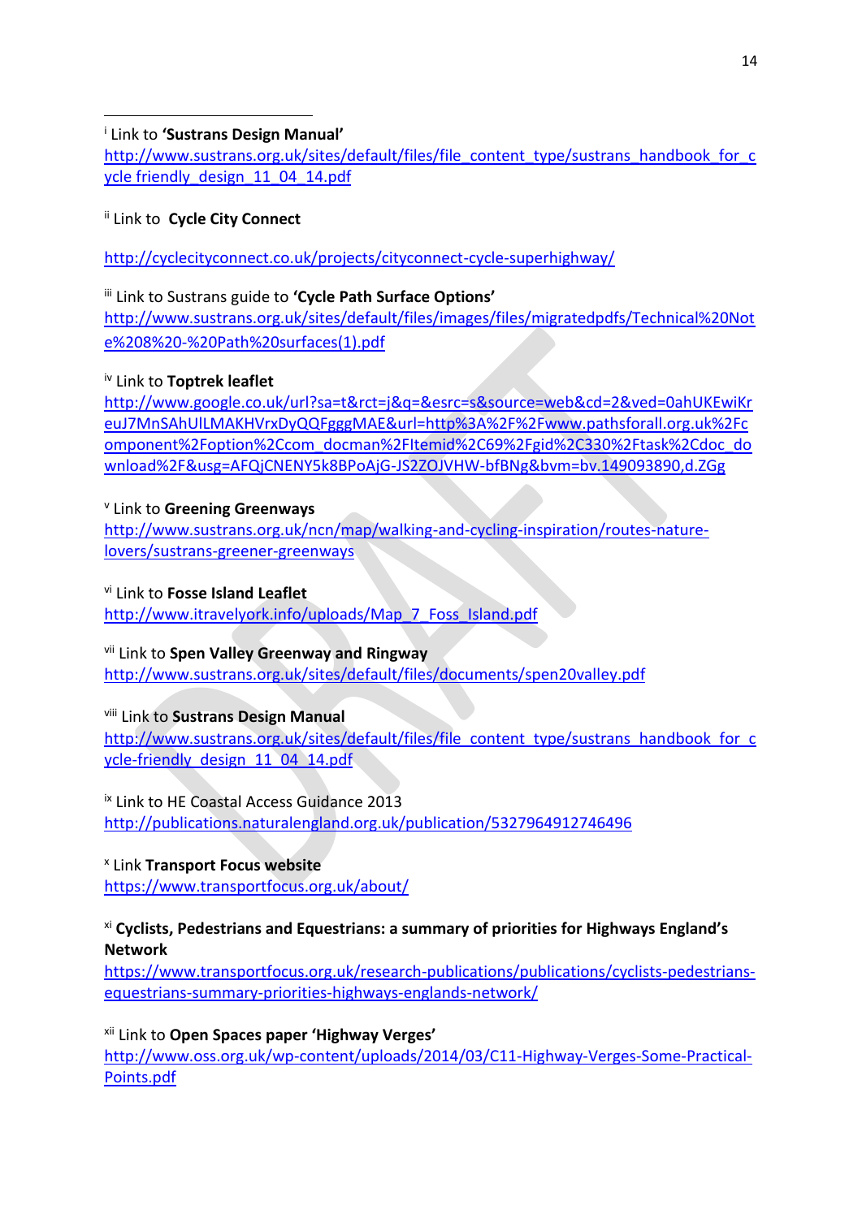[i] Link to **'Sustrans Design Manual'**
http://www.sustrans.org.uk/sites/default/files/file_content_type/sustrans_handbook_for_cycle friendly_design_11_04_14.pdf

[ii] Link to **Cycle City Connect**

http://cyclecityconnect.co.uk/projects/cityconnect-cycle-superhighway/

[iii] Link to Sustrans guide to **'Cycle Path Surface Options'**
http://www.sustrans.org.uk/sites/default/files/images/files/migratedpdfs/Technical%20Note%208%20-%20Path%20surfaces(1).pdf

[iv] Link to **Toptrek leaflet**
http://www.google.co.uk/url?sa=t&rct=j&q=&esrc=s&source=web&cd=2&ved=0ahUKEwiKreuJ7MnSAhUlLMAKHVrxDyQQFgggMAE&url=http%3A%2F%2Fwww.pathsforall.org.uk%2Fcomponent%2Foption%2Ccom_docman%2FItemid%2C69%2Fgid%2C330%2Ftask%2Cdoc_download%2F&usg=AFQjCNENY5k8BPoAjG-JS2ZOJVHW-bfBNg&bvm=bv.149093890,d.ZGg

[v] Link to **Greening Greenways**
http://www.sustrans.org.uk/ncn/map/walking-and-cycling-inspiration/routes-nature-lovers/sustrans-greener-greenways

[vi] Link to **Fosse Island Leaflet**
http://www.itravelyork.info/uploads/Map_7_Foss_Island.pdf

[vii] Link to **Spen Valley Greenway and Ringway**
http://www.sustrans.org.uk/sites/default/files/documents/spen20valley.pdf

[viii] Link to **Sustrans Design Manual**
http://www.sustrans.org.uk/sites/default/files/file_content_type/sustrans_handbook_for_cycle-friendly_design_11_04_14.pdf

[ix] Link to HE Coastal Access Guidance 2013
http://publications.naturalengland.org.uk/publication/5327964912746496

[x] Link **Transport Focus website**
https://www.transportfocus.org.uk/about/

[xi] **Cyclists, Pedestrians and Equestrians: a summary of priorities for Highways England's Network**
https://www.transportfocus.org.uk/research-publications/publications/cyclists-pedestrians-equestrians-summary-priorities-highways-englands-network/

[xii] Link to **Open Spaces paper 'Highway Verges'**
http://www.oss.org.uk/wp-content/uploads/2014/03/C11-Highway-Verges-Some-Practical-Points.pdf